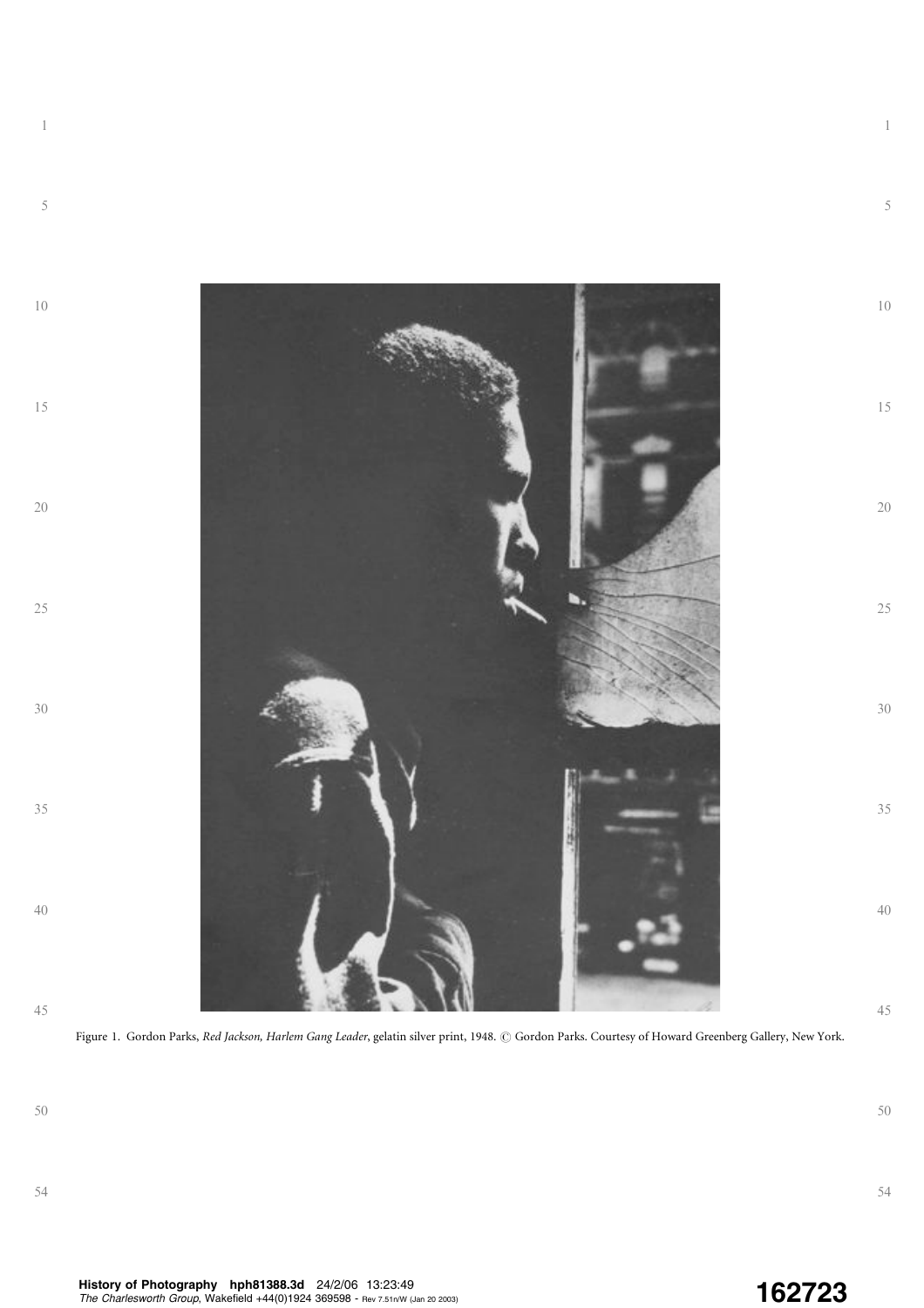Figure 1. Gordon Parks, *Red Jackson, Harlem Gang Leader*, gelatin silver print, 1948. © Gordon Parks. Courtesy of Howard Greenberg Gallery, New York.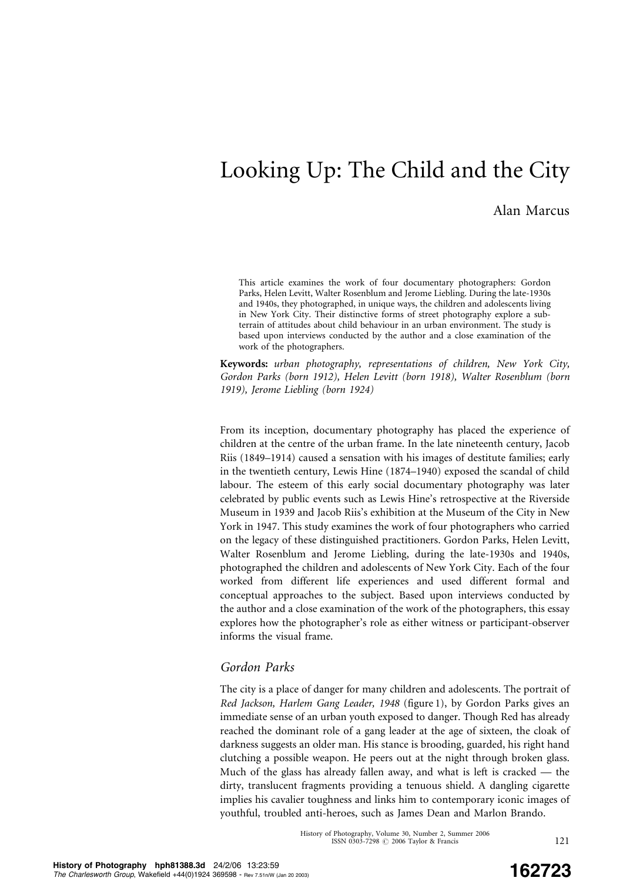# Looking Up: The Child and the City

Alan Marcus

This article examines the work of four documentary photographers: Gordon Parks, Helen Levitt, Walter Rosenblum and Jerome Liebling. During the late-1930s and 1940s, they photographed, in unique ways, the children and adolescents living in New York City. Their distinctive forms of street photography explore a subterrain of attitudes about child behaviour in an urban environment. The study is based upon interviews conducted by the author and a close examination of the work of the photographers.

**Keywords:** *urban photography, representations of children, New York City, Gordon Parks (born 1912), Helen Levitt (born 1918), Walter Rosenblum (born 1919), Jerome Liebling (born 1924)*

From its inception, documentary photography has placed the experience of children at the centre of the urban frame. In the late nineteenth century, Jacob Riis (1849–1914) caused a sensation with his images of destitute families; early in the twentieth century, Lewis Hine (1874–1940) exposed the scandal of child labour. The esteem of this early social documentary photography was later celebrated by public events such as Lewis Hine's retrospective at the Riverside Museum in 1939 and Jacob Riis's exhibition at the Museum of the City in New York in 1947. This study examines the work of four photographers who carried on the legacy of these distinguished practitioners. Gordon Parks, Helen Levitt, Walter Rosenblum and Jerome Liebling, during the late-1930s and 1940s, photographed the children and adolescents of New York City. Each of the four worked from different life experiences and used different formal and conceptual approaches to the subject. Based upon interviews conducted by the author and a close examination of the work of the photographers, this essay explores how the photographer's role as either witness or participant-observer informs the visual frame.

## Gordon Parks

The city is a place of danger for many children and adolescents. The portrait of *Red Jackson, Harlem Gang Leader, 1948* (figure 1), by Gordon Parks gives an immediate sense of an urban youth exposed to danger. Though Red has already reached the dominant role of a gang leader at the age of sixteen, the cloak of darkness suggests an older man. His stance is brooding, guarded, his right hand clutching a possible weapon. He peers out at the night through broken glass. Much of the glass has already fallen away, and what is left is cracked — the dirty, translucent fragments providing a tenuous shield. A dangling cigarette implies his cavalier toughness and links him to contemporary iconic images of youthful, troubled anti-heroes, such as James Dean and Marlon Brando.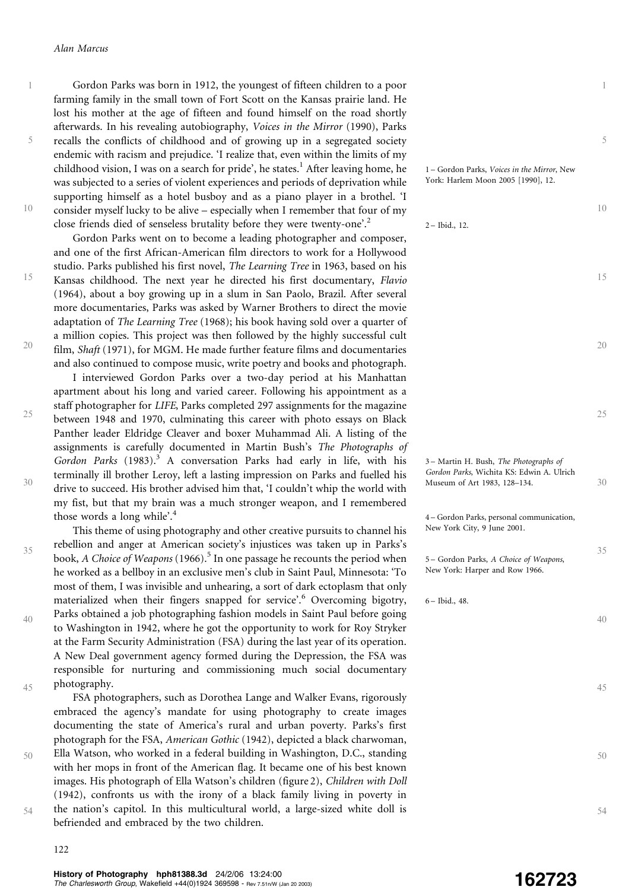Gordon Parks was born in 1912, the youngest of fifteen children to a poor farming family in the small town of Fort Scott on the Kansas prairie land. He lost his mother at the age of fifteen and found himself on the road shortly afterwards. In his revealing autobiography, *Voices in the Mirror* (1990), Parks recalls the conflicts of childhood and of growing up in a segregated society endemic with racism and prejudice. 'I realize that, even within the limits of my childhood vision, I was on a search for pride', he states.[1] After leaving home, he was subjected to a series of violent experiences and periods of deprivation while supporting himself as a hotel busboy and as a piano player in a brothel. 'I consider myself lucky to be alive – especially when I remember that four of my close friends died of senseless brutality before they were twenty-one'.[2]

Gordon Parks went on to become a leading photographer and composer, and one of the first African-American film directors to work for a Hollywood studio. Parks published his first novel, *The Learning Tree* in 1963, based on his Kansas childhood. The next year he directed his first documentary, *Flavio* (1964), about a boy growing up in a slum in San Paolo, Brazil. After several more documentaries, Parks was asked by Warner Brothers to direct the movie adaptation of *The Learning Tree* (1968); his book having sold over a quarter of a million copies. This project was then followed by the highly successful cult film, *Shaft* (1971), for MGM. He made further feature films and documentaries and also continued to compose music, write poetry and books and photograph.

I interviewed Gordon Parks over a two-day period at his Manhattan apartment about his long and varied career. Following his appointment as a staff photographer for *LIFE*, Parks completed 297 assignments for the magazine between 1948 and 1970, culminating this career with photo essays on Black Panther leader Eldridge Cleaver and boxer Muhammad Ali. A listing of the assignments is carefully documented in Martin Bush's *The Photographs of Gordon Parks* (1983).[3] A conversation Parks had early in life, with his terminally ill brother Leroy, left a lasting impression on Parks and fuelled his drive to succeed. His brother advised him that, 'I couldn't whip the world with my fist, but that my brain was a much stronger weapon, and I remembered those words a long while'.[4]

This theme of using photography and other creative pursuits to channel his rebellion and anger at American society's injustices was taken up in Parks's book, *A Choice of Weapons* (1966).[5] In one passage he recounts the period when he worked as a bellboy in an exclusive men's club in Saint Paul, Minnesota: 'To most of them, I was invisible and unhearing, a sort of dark ectoplasm that only materialized when their fingers snapped for service'.[6] Overcoming bigotry, Parks obtained a job photographing fashion models in Saint Paul before going to Washington in 1942, where he got the opportunity to work for Roy Stryker at the Farm Security Administration (FSA) during the last year of its operation. A New Deal government agency formed during the Depression, the FSA was responsible for nurturing and commissioning much social documentary photography.

FSA photographers, such as Dorothea Lange and Walker Evans, rigorously embraced the agency's mandate for using photography to create images documenting the state of America's rural and urban poverty. Parks's first photograph for the FSA, *American Gothic* (1942), depicted a black charwoman, Ella Watson, who worked in a federal building in Washington, D.C., standing with her mops in front of the American flag. It became one of his best known images. His photograph of Ella Watson's children (figure 2), *Children with Doll* (1942), confronts us with the irony of a black family living in poverty in the nation's capitol. In this multicultural world, a large-sized white doll is befriended and embraced by the two children.

1 – Gordon Parks, *Voices in the Mirror*, New York: Harlem Moon 2005 [1990], 12.

2 – Ibid., 12.

3 – Martin H. Bush, *The Photographs of Gordon Parks*, Wichita KS: Edwin A. Ulrich Museum of Art 1983, 128–134.

4 – Gordon Parks, personal communication, New York City, 9 June 2001.

5 – Gordon Parks, *A Choice of Weapons*, New York: Harper and Row 1966.

6 – Ibid., 48.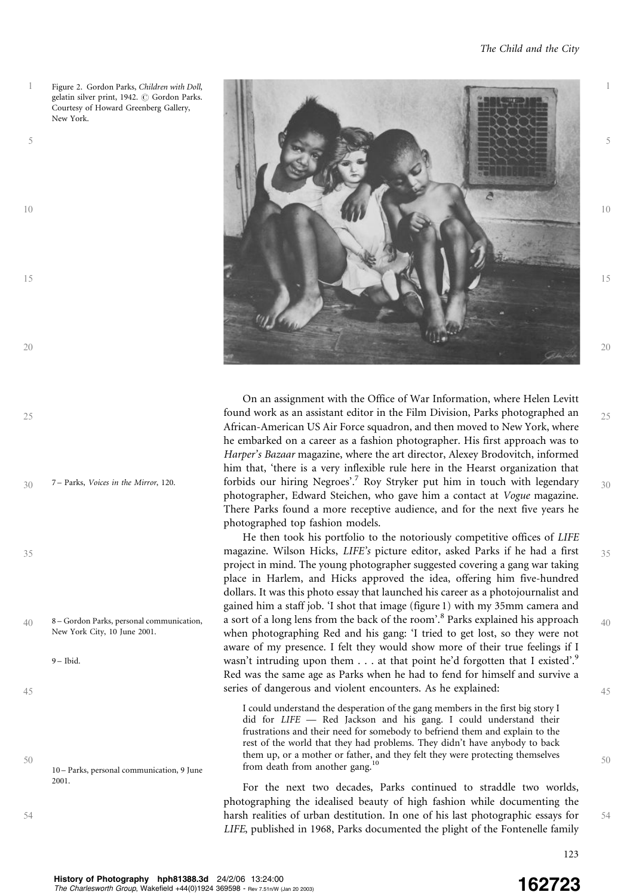Figure 2. Gordon Parks, *Children with Doll*, gelatin silver print, 1942. © Gordon Parks. Courtesy of Howard Greenberg Gallery, New York.

On an assignment with the Office of War Information, where Helen Levitt found work as an assistant editor in the Film Division, Parks photographed an African-American US Air Force squadron, and then moved to New York, where he embarked on a career as a fashion photographer. His first approach was to *Harper's Bazaar* magazine, where the art director, Alexey Brodovitch, informed him that, 'there is a very inflexible rule here in the Hearst organization that forbids our hiring Negroes'.[7] Roy Stryker put him in touch with legendary photographer, Edward Steichen, who gave him a contact at *Vogue* magazine. There Parks found a more receptive audience, and for the next five years he photographed top fashion models.

He then took his portfolio to the notoriously competitive offices of *LIFE* magazine. Wilson Hicks, *LIFE's* picture editor, asked Parks if he had a first project in mind. The young photographer suggested covering a gang war taking place in Harlem, and Hicks approved the idea, offering him five-hundred dollars. It was this photo essay that launched his career as a photojournalist and gained him a staff job. 'I shot that image (figure 1) with my 35mm camera and a sort of a long lens from the back of the room'.[8] Parks explained his approach when photographing Red and his gang: 'I tried to get lost, so they were not aware of my presence. I felt they would show more of their true feelings if I wasn't intruding upon them . . . at that point he'd forgotten that I existed'.[9] Red was the same age as Parks when he had to fend for himself and survive a series of dangerous and violent encounters. As he explained:

> I could understand the desperation of the gang members in the first big story I did for *LIFE* — Red Jackson and his gang. I could understand their frustrations and their need for somebody to befriend them and explain to the rest of the world that they had problems. They didn't have anybody to back them up, or a mother or father, and they felt they were protecting themselves from death from another gang.[10]

For the next two decades, Parks continued to straddle two worlds, photographing the idealised beauty of high fashion while documenting the harsh realities of urban destitution. In one of his last photographic essays for *LIFE*, published in 1968, Parks documented the plight of the Fontenelle family

7 – Parks, *Voices in the Mirror*, 120.

8 – Gordon Parks, personal communication, New York City, 10 June 2001.

9 – Ibid.

10 – Parks, personal communication, 9 June 2001.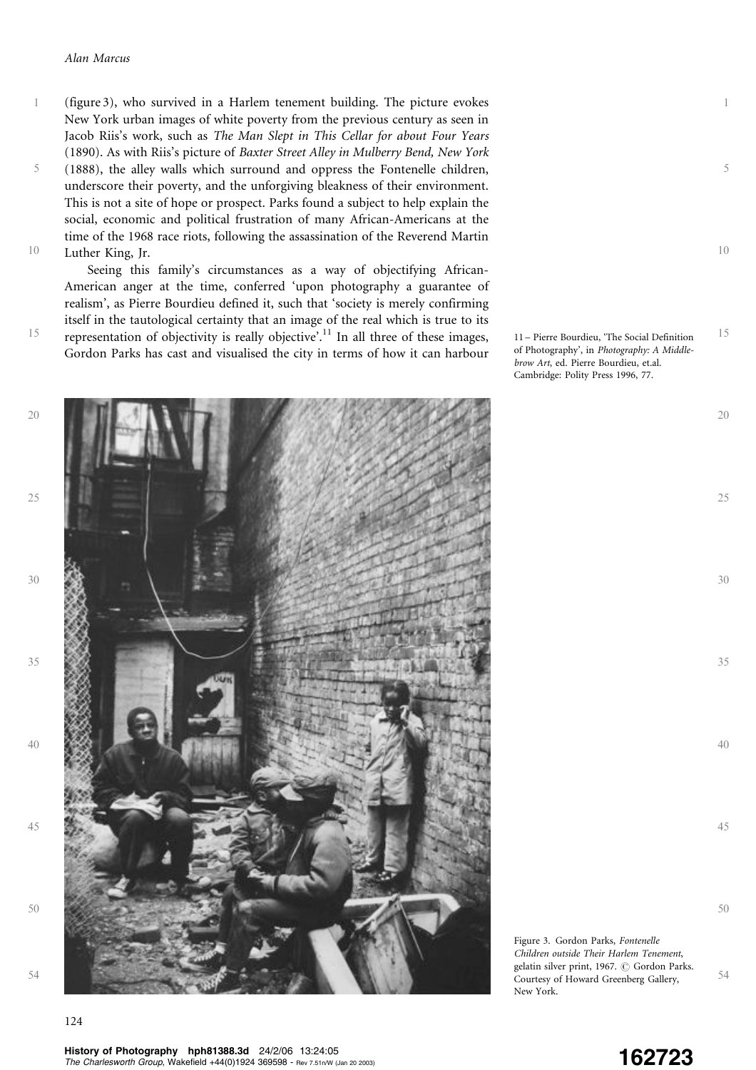(figure 3), who survived in a Harlem tenement building. The picture evokes New York urban images of white poverty from the previous century as seen in Jacob Riis's work, such as *The Man Slept in This Cellar for about Four Years* (1890). As with Riis's picture of *Baxter Street Alley in Mulberry Bend, New York* (1888), the alley walls which surround and oppress the Fontenelle children, underscore their poverty, and the unforgiving bleakness of their environment. This is not a site of hope or prospect. Parks found a subject to help explain the social, economic and political frustration of many African-Americans at the time of the 1968 race riots, following the assassination of the Reverend Martin Luther King, Jr.

Seeing this family's circumstances as a way of objectifying African-American anger at the time, conferred 'upon photography a guarantee of realism', as Pierre Bourdieu defined it, such that 'society is merely confirming itself in the tautological certainty that an image of the real which is true to its representation of objectivity is really objective'.[11] In all three of these images, Gordon Parks has cast and visualised the city in terms of how it can harbour

11 – Pierre Bourdieu, 'The Social Definition of Photography', in *Photography: A Middle-brow Art*, ed. Pierre Bourdieu, et.al. Cambridge: Polity Press 1996, 77.

Figure 3. Gordon Parks, *Fontenelle Children outside Their Harlem Tenement*, gelatin silver print, 1967. © Gordon Parks. Courtesy of Howard Greenberg Gallery, New York.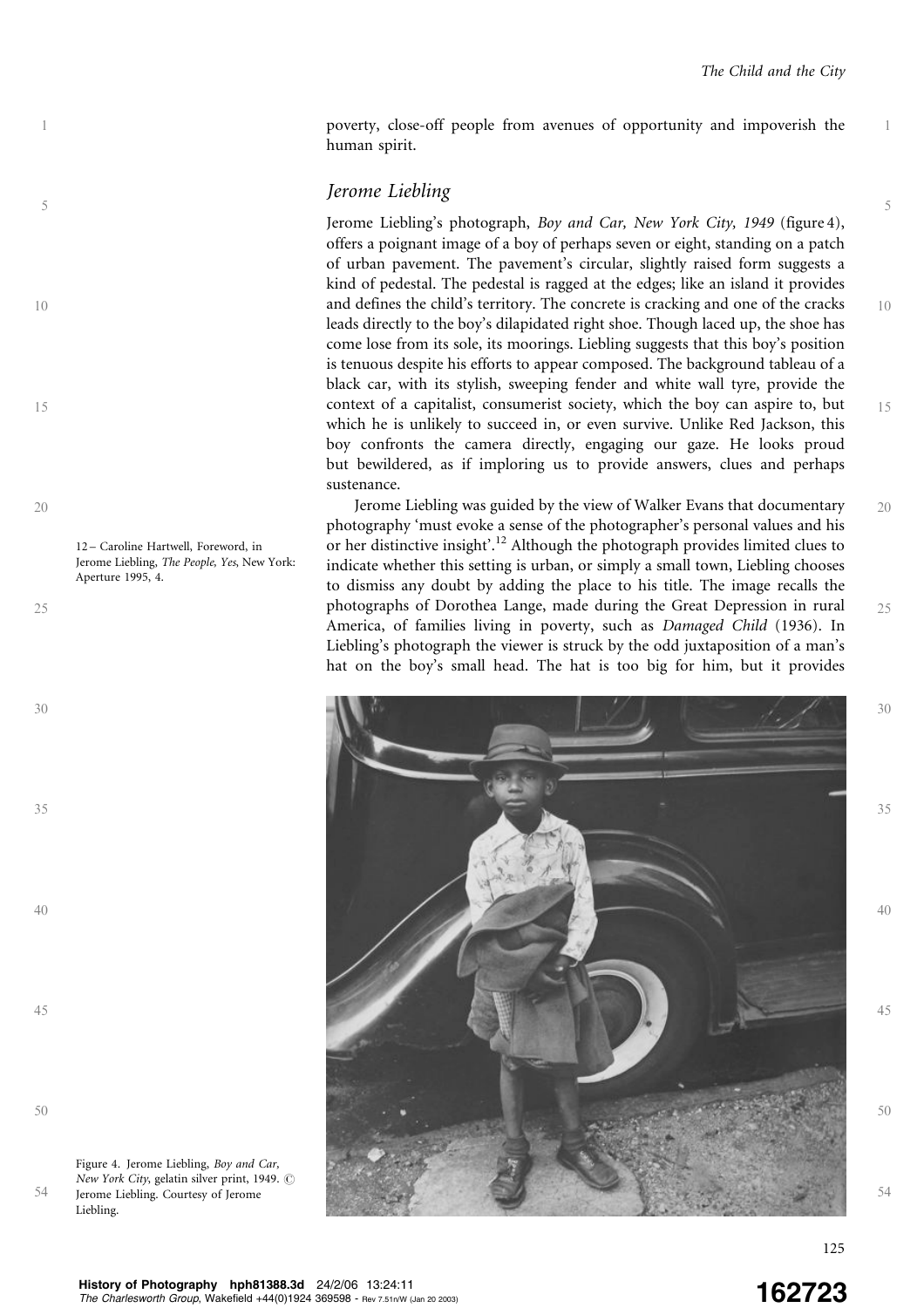poverty, close-off people from avenues of opportunity and impoverish the human spirit.

## *Jerome Liebling*

Jerome Liebling's photograph, *Boy and Car, New York City, 1949* (figure 4), offers a poignant image of a boy of perhaps seven or eight, standing on a patch of urban pavement. The pavement's circular, slightly raised form suggests a kind of pedestal. The pedestal is ragged at the edges; like an island it provides and defines the child's territory. The concrete is cracking and one of the cracks leads directly to the boy's dilapidated right shoe. Though laced up, the shoe has come lose from its sole, its moorings. Liebling suggests that this boy's position is tenuous despite his efforts to appear composed. The background tableau of a black car, with its stylish, sweeping fender and white wall tyre, provide the context of a capitalist, consumerist society, which the boy can aspire to, but which he is unlikely to succeed in, or even survive. Unlike Red Jackson, this boy confronts the camera directly, engaging our gaze. He looks proud but bewildered, as if imploring us to provide answers, clues and perhaps sustenance.

Jerome Liebling was guided by the view of Walker Evans that documentary photography 'must evoke a sense of the photographer's personal values and his or her distinctive insight'.[12] Although the photograph provides limited clues to indicate whether this setting is urban, or simply a small town, Liebling chooses to dismiss any doubt by adding the place to his title. The image recalls the photographs of Dorothea Lange, made during the Great Depression in rural America, of families living in poverty, such as *Damaged Child* (1936). In Liebling's photograph the viewer is struck by the odd juxtaposition of a man's hat on the boy's small head. The hat is too big for him, but it provides

12 – Caroline Hartwell, Foreword, in Jerome Liebling, *The People, Yes*, New York: Aperture 1995, 4.

Figure 4. Jerome Liebling, *Boy and Car, New York City*, gelatin silver print, 1949. © Jerome Liebling. Courtesy of Jerome Liebling.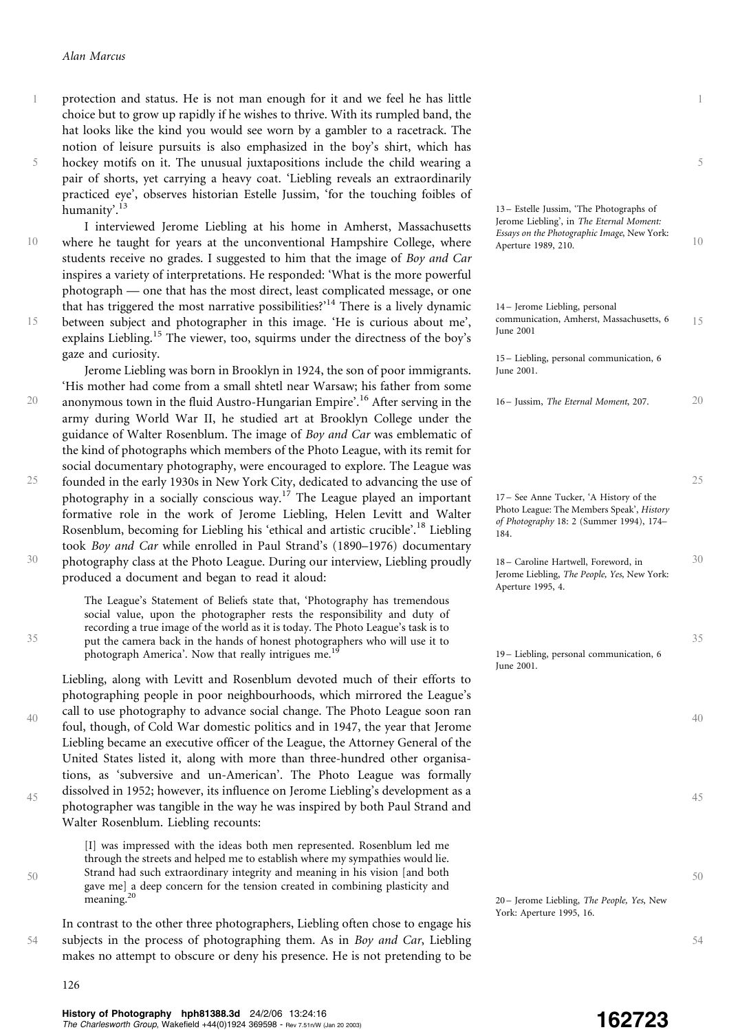protection and status. He is not man enough for it and we feel he has little choice but to grow up rapidly if he wishes to thrive. With its rumpled band, the hat looks like the kind you would see worn by a gambler to a racetrack. The notion of leisure pursuits is also emphasized in the boy's shirt, which has hockey motifs on it. The unusual juxtapositions include the child wearing a pair of shorts, yet carrying a heavy coat. 'Liebling reveals an extraordinarily practiced eye', observes historian Estelle Jussim, 'for the touching foibles of humanity'.[13]

I interviewed Jerome Liebling at his home in Amherst, Massachusetts where he taught for years at the unconventional Hampshire College, where students receive no grades. I suggested to him that the image of *Boy and Car* inspires a variety of interpretations. He responded: 'What is the more powerful photograph — one that has the most direct, least complicated message, or one that has triggered the most narrative possibilities?'[14] There is a lively dynamic between subject and photographer in this image. 'He is curious about me', explains Liebling.[15] The viewer, too, squirms under the directness of the boy's gaze and curiosity.

Jerome Liebling was born in Brooklyn in 1924, the son of poor immigrants. 'His mother had come from a small shtetl near Warsaw; his father from some anonymous town in the fluid Austro-Hungarian Empire'.[16] After serving in the army during World War II, he studied art at Brooklyn College under the guidance of Walter Rosenblum. The image of *Boy and Car* was emblematic of the kind of photographs which members of the Photo League, with its remit for social documentary photography, were encouraged to explore. The League was founded in the early 1930s in New York City, dedicated to advancing the use of photography in a socially conscious way.[17] The League played an important formative role in the work of Jerome Liebling, Helen Levitt and Walter Rosenblum, becoming for Liebling his 'ethical and artistic crucible'.[18] Liebling took *Boy and Car* while enrolled in Paul Strand's (1890–1976) documentary photography class at the Photo League. During our interview, Liebling proudly produced a document and began to read it aloud:

> The League's Statement of Beliefs state that, 'Photography has tremendous social value, upon the photographer rests the responsibility and duty of recording a true image of the world as it is today. The Photo League's task is to put the camera back in the hands of honest photographers who will use it to photograph America'. Now that really intrigues me.[19]

Liebling, along with Levitt and Rosenblum devoted much of their efforts to photographing people in poor neighbourhoods, which mirrored the League's call to use photography to advance social change. The Photo League soon ran foul, though, of Cold War domestic politics and in 1947, the year that Jerome Liebling became an executive officer of the League, the Attorney General of the United States listed it, along with more than three-hundred other organisations, as 'subversive and un-American'. The Photo League was formally dissolved in 1952; however, its influence on Jerome Liebling's development as a photographer was tangible in the way he was inspired by both Paul Strand and Walter Rosenblum. Liebling recounts:

> [I] was impressed with the ideas both men represented. Rosenblum led me through the streets and helped me to establish where my sympathies would lie. Strand had such extraordinary integrity and meaning in his vision [and both gave me] a deep concern for the tension created in combining plasticity and meaning.[20]

In contrast to the other three photographers, Liebling often chose to engage his subjects in the process of photographing them. As in *Boy and Car*, Liebling makes no attempt to obscure or deny his presence. He is not pretending to be

13 – Estelle Jussim, 'The Photographs of Jerome Liebling', in *The Eternal Moment: Essays on the Photographic Image*, New York: Aperture 1989, 210.

14 – Jerome Liebling, personal communication, Amherst, Massachusetts, 6 June 2001

15 – Liebling, personal communication, 6 June 2001.

16 – Jussim, *The Eternal Moment*, 207.

17 – See Anne Tucker, 'A History of the Photo League: The Members Speak', *History of Photography* 18: 2 (Summer 1994), 174–184.

18 – Caroline Hartwell, Foreword, in Jerome Liebling, *The People, Yes*, New York: Aperture 1995, 4.

19 – Liebling, personal communication, 6 June 2001.

20 – Jerome Liebling, *The People, Yes*, New York: Aperture 1995, 16.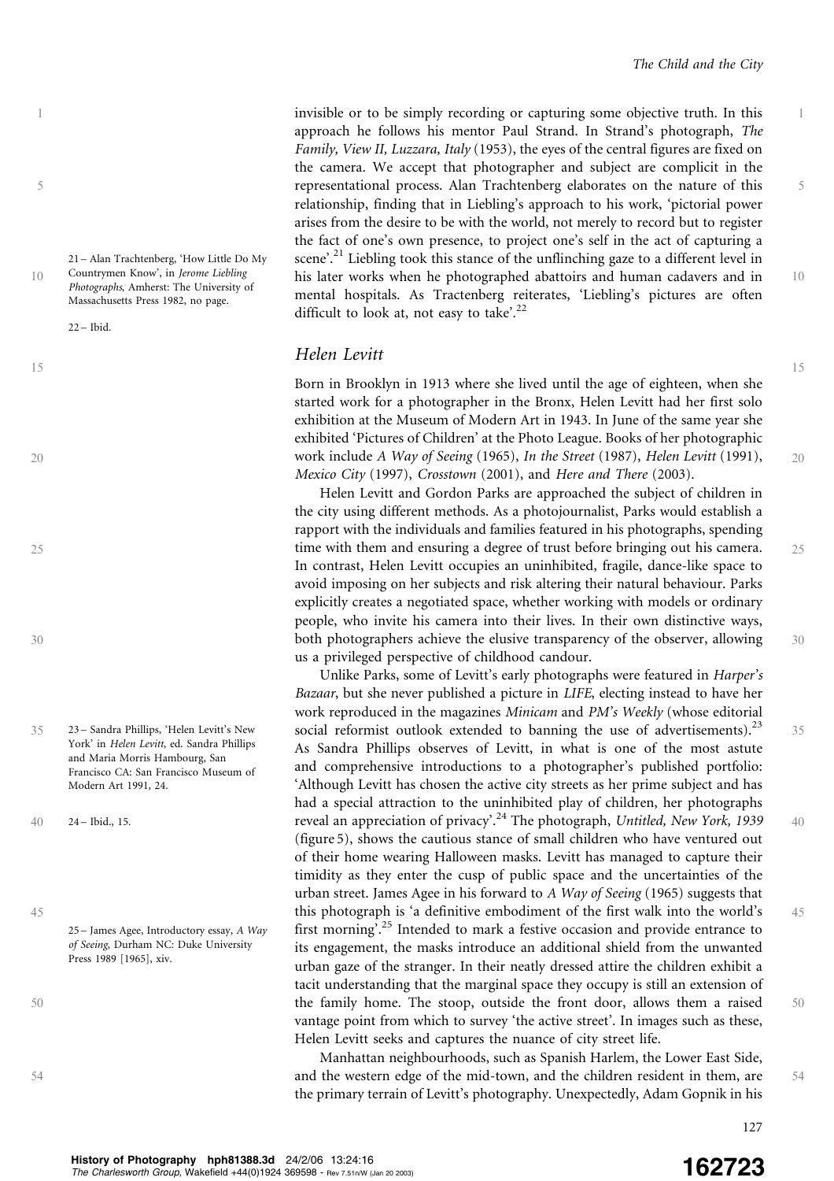invisible or to be simply recording or capturing some objective truth. In this approach he follows his mentor Paul Strand. In Strand's photograph, *The Family, View II, Luzzara, Italy* (1953), the eyes of the central figures are fixed on the camera. We accept that photographer and subject are complicit in the representational process. Alan Trachtenberg elaborates on the nature of this relationship, finding that in Liebling's approach to his work, 'pictorial power arises from the desire to be with the world, not merely to record but to register the fact of one's own presence, to project one's self in the act of capturing a scene'.[21] Liebling took this stance of the unflinching gaze to a different level in his later works when he photographed abattoirs and human cadavers and in mental hospitals. As Tractenberg reiterates, 'Liebling's pictures are often difficult to look at, not easy to take'.[22]

## Helen Levitt

Born in Brooklyn in 1913 where she lived until the age of eighteen, when she started work for a photographer in the Bronx, Helen Levitt had her first solo exhibition at the Museum of Modern Art in 1943. In June of the same year she exhibited 'Pictures of Children' at the Photo League. Books of her photographic work include *A Way of Seeing* (1965), *In the Street* (1987), *Helen Levitt* (1991), *Mexico City* (1997), *Crosstown* (2001), and *Here and There* (2003).

Helen Levitt and Gordon Parks are approached the subject of children in the city using different methods. As a photojournalist, Parks would establish a rapport with the individuals and families featured in his photographs, spending time with them and ensuring a degree of trust before bringing out his camera. In contrast, Helen Levitt occupies an uninhibited, fragile, dance-like space to avoid imposing on her subjects and risk altering their natural behaviour. Parks explicitly creates a negotiated space, whether working with models or ordinary people, who invite his camera into their lives. In their own distinctive ways, both photographers achieve the elusive transparency of the observer, allowing us a privileged perspective of childhood candour.

Unlike Parks, some of Levitt's early photographs were featured in *Harper's Bazaar*, but she never published a picture in *LIFE*, electing instead to have her work reproduced in the magazines *Minicam* and *PM's Weekly* (whose editorial social reformist outlook extended to banning the use of advertisements).[23] As Sandra Phillips observes of Levitt, in what is one of the most astute and comprehensive introductions to a photographer's published portfolio: 'Although Levitt has chosen the active city streets as her prime subject and has had a special attraction to the uninhibited play of children, her photographs reveal an appreciation of privacy'.[24] The photograph, *Untitled, New York, 1939* (figure 5), shows the cautious stance of small children who have ventured out of their home wearing Halloween masks. Levitt has managed to capture their timidity as they enter the cusp of public space and the uncertainties of the urban street. James Agee in his forward to *A Way of Seeing* (1965) suggests that this photograph is 'a definitive embodiment of the first walk into the world's first morning'.[25] Intended to mark a festive occasion and provide entrance to its engagement, the masks introduce an additional shield from the unwanted urban gaze of the stranger. In their neatly dressed attire the children exhibit a tacit understanding that the marginal space they occupy is still an extension of the family home. The stoop, outside the front door, allows them a raised vantage point from which to survey 'the active street'. In images such as these, Helen Levitt seeks and captures the nuance of city street life.

Manhattan neighbourhoods, such as Spanish Harlem, the Lower East Side, and the western edge of the mid-town, and the children resident in them, are the primary terrain of Levitt's photography. Unexpectedly, Adam Gopnik in his

21 – Alan Trachtenberg, 'How Little Do My Countrymen Know', in *Jerome Liebling Photographs*, Amherst: The University of Massachusetts Press 1982, no page.

22 – Ibid.

23 – Sandra Phillips, 'Helen Levitt's New York' in *Helen Levitt*, ed. Sandra Phillips and Maria Morris Hambourg, San Francisco CA: San Francisco Museum of Modern Art 1991, 24.

24 – Ibid., 15.

25 – James Agee, Introductory essay, *A Way of Seeing*, Durham NC: Duke University Press 1989 [1965], xiv.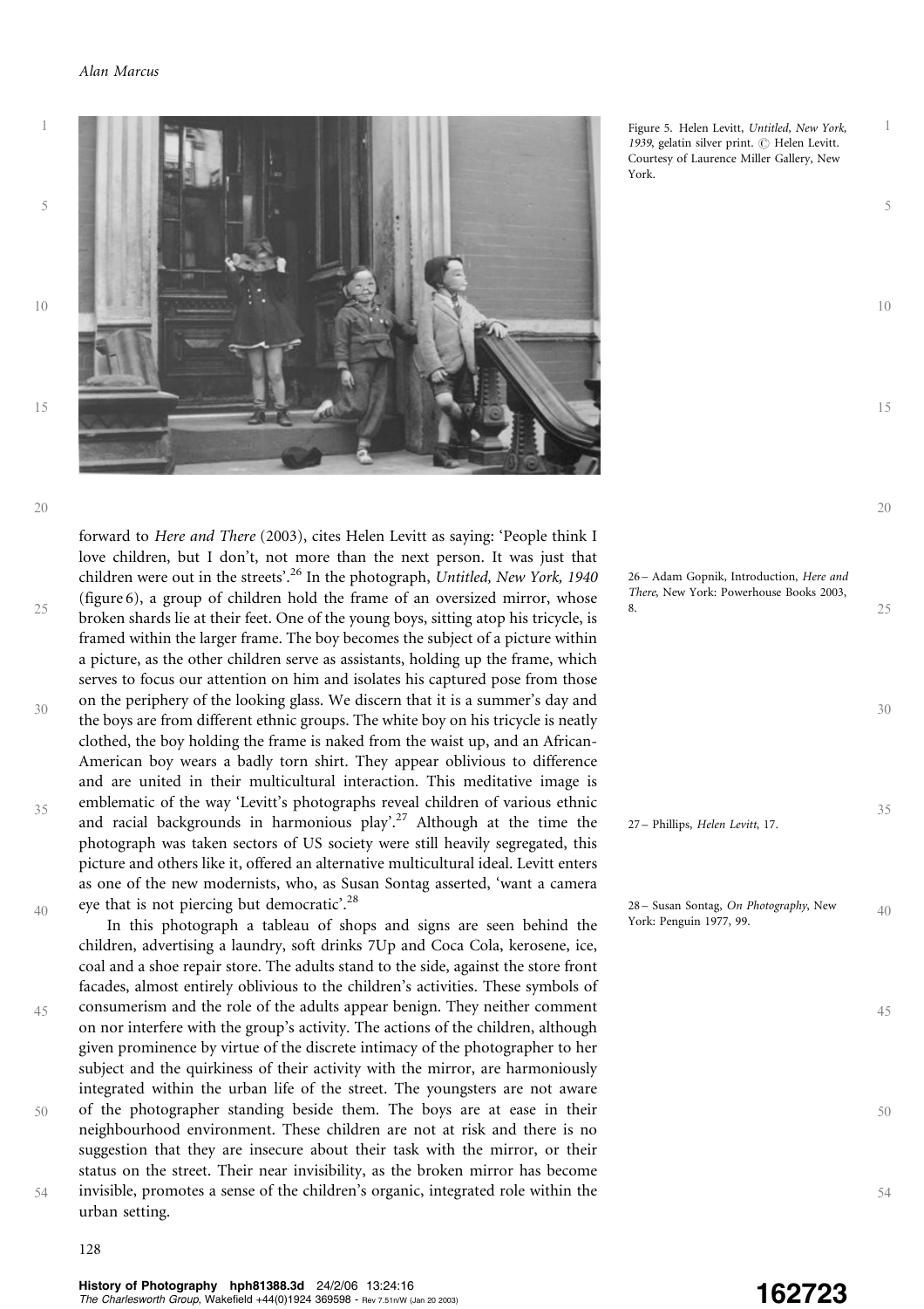Figure 5. Helen Levitt, *Untitled, New York, 1939*, gelatin silver print. © Helen Levitt. Courtesy of Laurence Miller Gallery, New York.

forward to *Here and There* (2003), cites Helen Levitt as saying: 'People think I love children, but I don't, not more than the next person. It was just that children were out in the streets'.[26] In the photograph, *Untitled, New York, 1940* (figure 6), a group of children hold the frame of an oversized mirror, whose broken shards lie at their feet. One of the young boys, sitting atop his tricycle, is framed within the larger frame. The boy becomes the subject of a picture within a picture, as the other children serve as assistants, holding up the frame, which serves to focus our attention on him and isolates his captured pose from those on the periphery of the looking glass. We discern that it is a summer's day and the boys are from different ethnic groups. The white boy on his tricycle is neatly clothed, the boy holding the frame is naked from the waist up, and an African-American boy wears a badly torn shirt. They appear oblivious to difference and are united in their multicultural interaction. This meditative image is emblematic of the way 'Levitt's photographs reveal children of various ethnic and racial backgrounds in harmonious play'.[27] Although at the time the photograph was taken sectors of US society were still heavily segregated, this picture and others like it, offered an alternative multicultural ideal. Levitt enters as one of the new modernists, who, as Susan Sontag asserted, 'want a camera eye that is not piercing but democratic'.[28]

In this photograph a tableau of shops and signs are seen behind the children, advertising a laundry, soft drinks 7Up and Coca Cola, kerosene, ice, coal and a shoe repair store. The adults stand to the side, against the store front facades, almost entirely oblivious to the children's activities. These symbols of consumerism and the role of the adults appear benign. They neither comment on nor interfere with the group's activity. The actions of the children, although given prominence by virtue of the discrete intimacy of the photographer to her subject and the quirkiness of their activity with the mirror, are harmoniously integrated within the urban life of the street. The youngsters are not aware of the photographer standing beside them. The boys are at ease in their neighbourhood environment. These children are not at risk and there is no suggestion that they are insecure about their task with the mirror, or their status on the street. Their near invisibility, as the broken mirror has become invisible, promotes a sense of the children's organic, integrated role within the urban setting.

26 – Adam Gopnik, Introduction, *Here and There*, New York: Powerhouse Books 2003, 8.

27 – Phillips, *Helen Levitt*, 17.

28 – Susan Sontag, *On Photography*, New York: Penguin 1977, 99.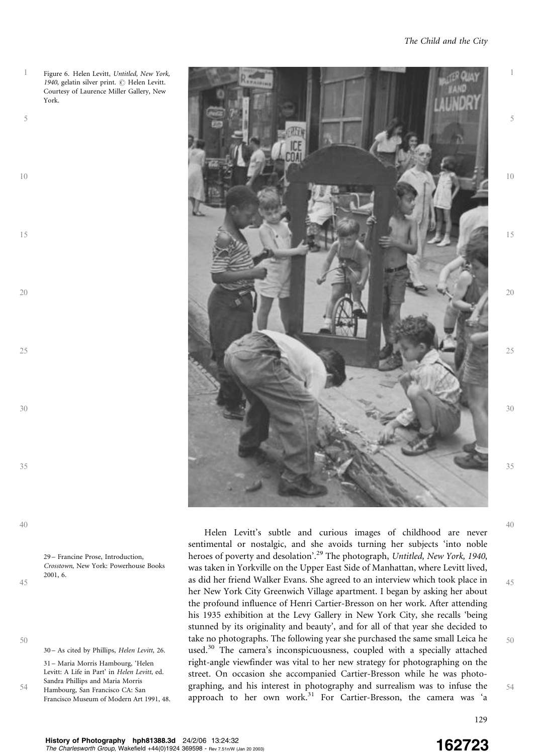Figure 6. Helen Levitt, *Untitled, New York, 1940*, gelatin silver print. © Helen Levitt. Courtesy of Laurence Miller Gallery, New York.

Helen Levitt's subtle and curious images of childhood are never sentimental or nostalgic, and she avoids turning her subjects 'into noble heroes of poverty and desolation'.[29] The photograph, *Untitled, New York, 1940*, was taken in Yorkville on the Upper East Side of Manhattan, where Levitt lived, as did her friend Walker Evans. She agreed to an interview which took place in her New York City Greenwich Village apartment. I began by asking her about the profound influence of Henri Cartier-Bresson on her work. After attending his 1935 exhibition at the Levy Gallery in New York City, she recalls 'being stunned by its originality and beauty', and for all of that year she decided to take no photographs. The following year she purchased the same small Leica he used.[30] The camera's inconspicuousness, coupled with a specially attached right-angle viewfinder was vital to her new strategy for photographing on the street. On occasion she accompanied Cartier-Bresson while he was photographing, and his interest in photography and surrealism was to infuse the approach to her own work.[31] For Cartier-Bresson, the camera was 'a

29 – Francine Prose, Introduction, *Crosstown*, New York: Powerhouse Books 2001, 6.

30 – As cited by Phillips, *Helen Levitt*, 26.

31 – Maria Morris Hambourg, 'Helen Levitt: A Life in Part' in *Helen Levitt*, ed. Sandra Phillips and Maria Morris Hambourg, San Francisco CA: San Francisco Museum of Modern Art 1991, 48.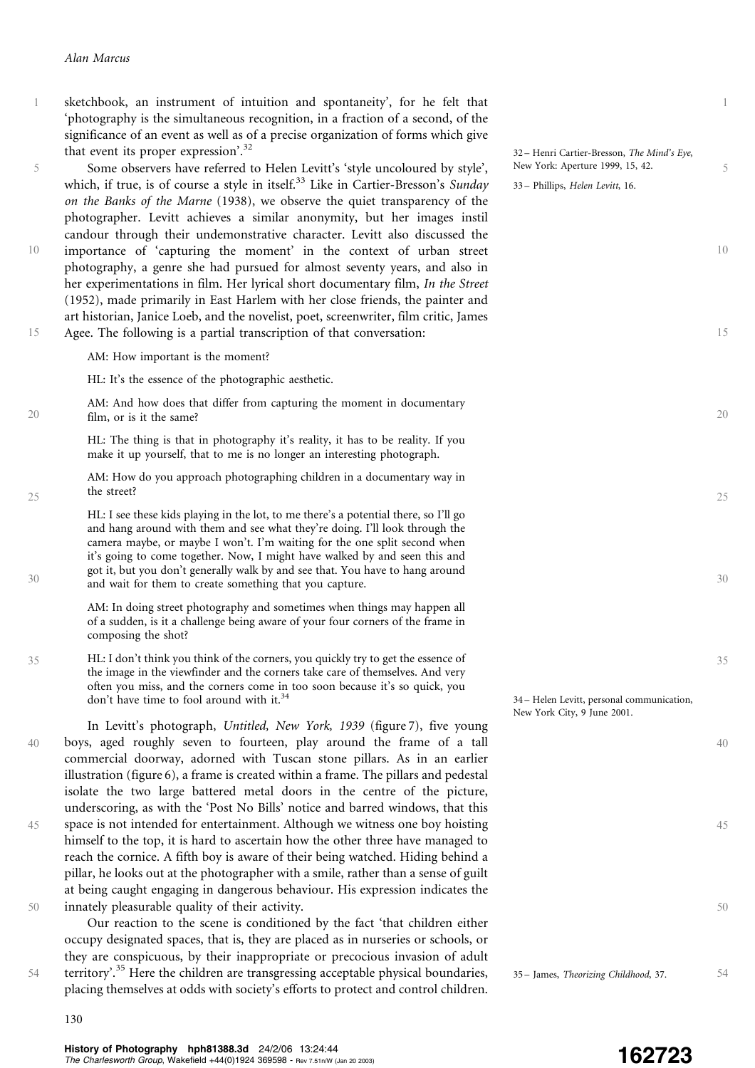sketchbook, an instrument of intuition and spontaneity', for he felt that 'photography is the simultaneous recognition, in a fraction of a second, of the significance of an event as well as of a precise organization of forms which give that event its proper expression'.[32]

Some observers have referred to Helen Levitt's 'style uncoloured by style', which, if true, is of course a style in itself.[33] Like in Cartier-Bresson's *Sunday on the Banks of the Marne* (1938), we observe the quiet transparency of the photographer. Levitt achieves a similar anonymity, but her images instil candour through their undemonstrative character. Levitt also discussed the importance of 'capturing the moment' in the context of urban street photography, a genre she had pursued for almost seventy years, and also in her experimentations in film. Her lyrical short documentary film, *In the Street* (1952), made primarily in East Harlem with her close friends, the painter and art historian, Janice Loeb, and the novelist, poet, screenwriter, film critic, James Agee. The following is a partial transcription of that conversation:

> AM: How important is the moment?
>
> HL: It's the essence of the photographic aesthetic.
>
> AM: And how does that differ from capturing the moment in documentary film, or is it the same?
>
> HL: The thing is that in photography it's reality, it has to be reality. If you make it up yourself, that to me is no longer an interesting photograph.
>
> AM: How do you approach photographing children in a documentary way in the street?
>
> HL: I see these kids playing in the lot, to me there's a potential there, so I'll go and hang around with them and see what they're doing. I'll look through the camera maybe, or maybe I won't. I'm waiting for the one split second when it's going to come together. Now, I might have walked by and seen this and got it, but you don't generally walk by and see that. You have to hang around and wait for them to create something that you capture.
>
> AM: In doing street photography and sometimes when things may happen all of a sudden, is it a challenge being aware of your four corners of the frame in composing the shot?
>
> HL: I don't think you think of the corners, you quickly try to get the essence of the image in the viewfinder and the corners take care of themselves. And very often you miss, and the corners come in too soon because it's so quick, you don't have time to fool around with it.[34]

In Levitt's photograph, *Untitled, New York, 1939* (figure 7), five young boys, aged roughly seven to fourteen, play around the frame of a tall commercial doorway, adorned with Tuscan stone pillars. As in an earlier illustration (figure 6), a frame is created within a frame. The pillars and pedestal isolate the two large battered metal doors in the centre of the picture, underscoring, as with the 'Post No Bills' notice and barred windows, that this space is not intended for entertainment. Although we witness one boy hoisting himself to the top, it is hard to ascertain how the other three have managed to reach the cornice. A fifth boy is aware of their being watched. Hiding behind a pillar, he looks out at the photographer with a smile, rather than a sense of guilt at being caught engaging in dangerous behaviour. His expression indicates the innately pleasurable quality of their activity.

Our reaction to the scene is conditioned by the fact 'that children either occupy designated spaces, that is, they are placed as in nurseries or schools, or they are conspicuous, by their inappropriate or precocious invasion of adult territory'.[35] Here the children are transgressing acceptable physical boundaries, placing themselves at odds with society's efforts to protect and control children.

32 – Henri Cartier-Bresson, *The Mind's Eye*, New York: Aperture 1999, 15, 42.

33 – Phillips, *Helen Levitt*, 16.

34 – Helen Levitt, personal communication, New York City, 9 June 2001.

35 – James, *Theorizing Childhood*, 37.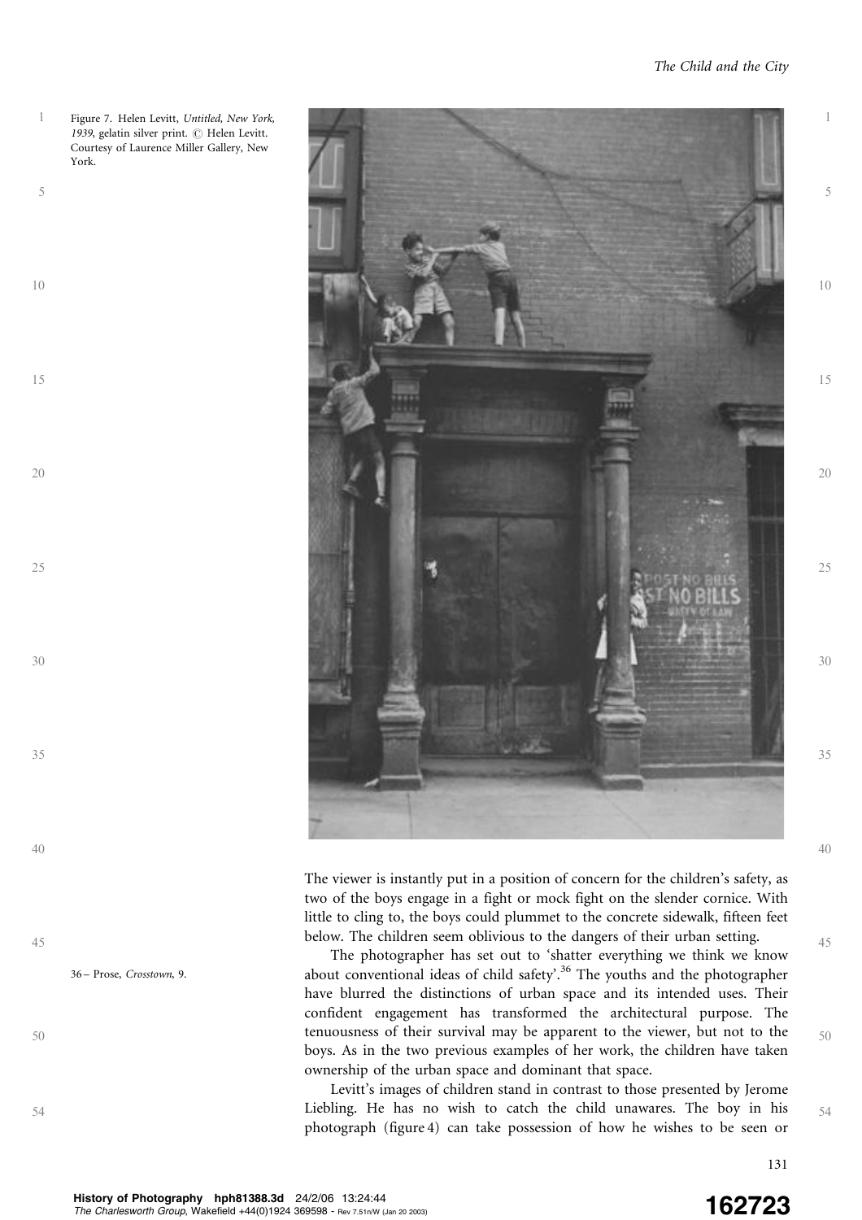Figure 7. Helen Levitt, *Untitled, New York, 1939*, gelatin silver print. © Helen Levitt. Courtesy of Laurence Miller Gallery, New York.

The viewer is instantly put in a position of concern for the children's safety, as two of the boys engage in a fight or mock fight on the slender cornice. With little to cling to, the boys could plummet to the concrete sidewalk, fifteen feet below. The children seem oblivious to the dangers of their urban setting.

The photographer has set out to 'shatter everything we think we know about conventional ideas of child safety'.[36] The youths and the photographer have blurred the distinctions of urban space and its intended uses. Their confident engagement has transformed the architectural purpose. The tenuousness of their survival may be apparent to the viewer, but not to the boys. As in the two previous examples of her work, the children have taken ownership of the urban space and dominant that space.

Levitt's images of children stand in contrast to those presented by Jerome Liebling. He has no wish to catch the child unawares. The boy in his photograph (figure 4) can take possession of how he wishes to be seen or

36 – Prose, *Crosstown*, 9.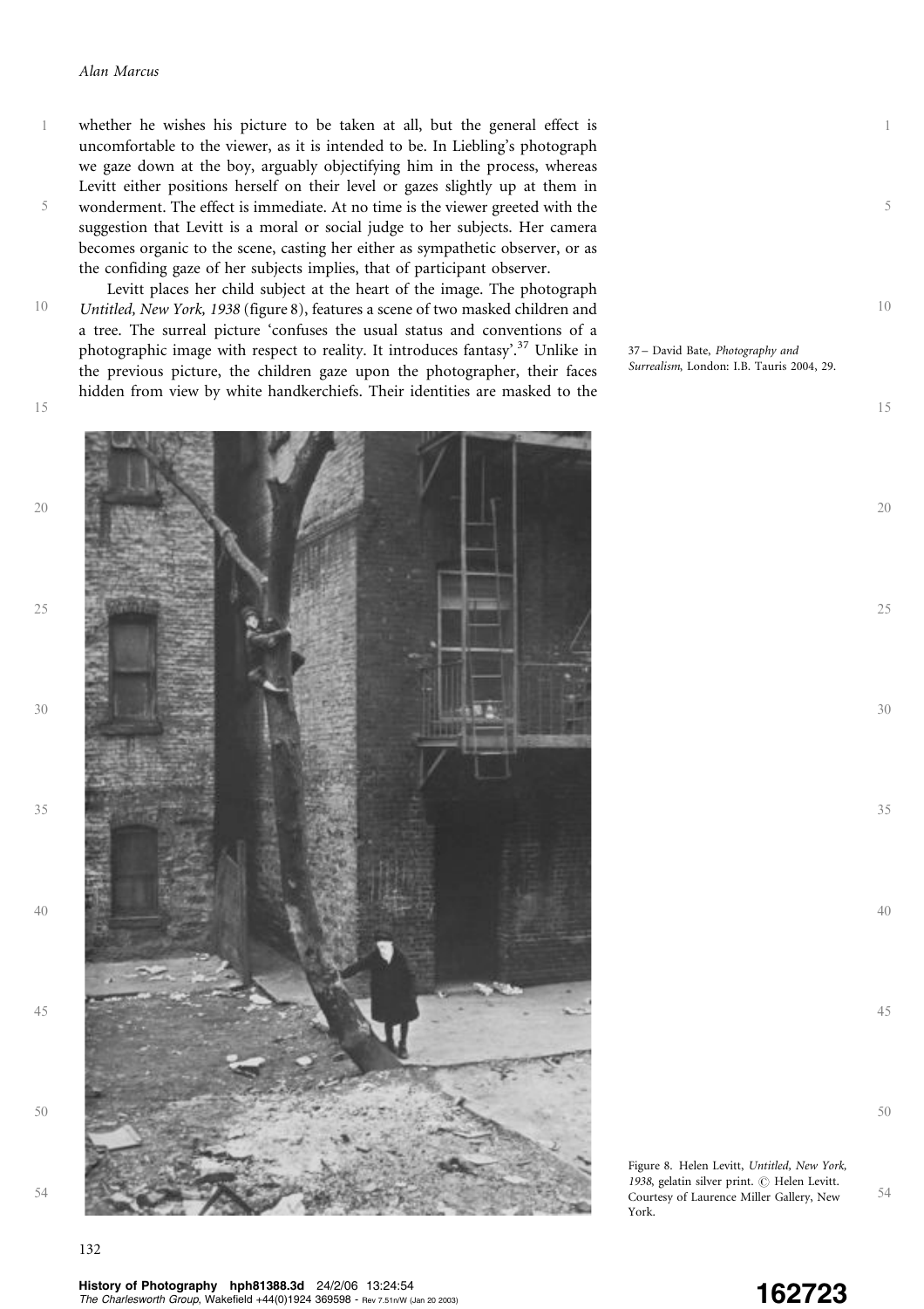whether he wishes his picture to be taken at all, but the general effect is uncomfortable to the viewer, as it is intended to be. In Liebling's photograph we gaze down at the boy, arguably objectifying him in the process, whereas Levitt either positions herself on their level or gazes slightly up at them in wonderment. The effect is immediate. At no time is the viewer greeted with the suggestion that Levitt is a moral or social judge to her subjects. Her camera becomes organic to the scene, casting her either as sympathetic observer, or as the confiding gaze of her subjects implies, that of participant observer.

Levitt places her child subject at the heart of the image. The photograph *Untitled, New York, 1938* (figure 8), features a scene of two masked children and a tree. The surreal picture 'confuses the usual status and conventions of a photographic image with respect to reality. It introduces fantasy'.[37] Unlike in the previous picture, the children gaze upon the photographer, their faces hidden from view by white handkerchiefs. Their identities are masked to the

37 – David Bate, *Photography and Surrealism*, London: I.B. Tauris 2004, 29.

Figure 8. Helen Levitt, *Untitled, New York, 1938*, gelatin silver print. © Helen Levitt. Courtesy of Laurence Miller Gallery, New York.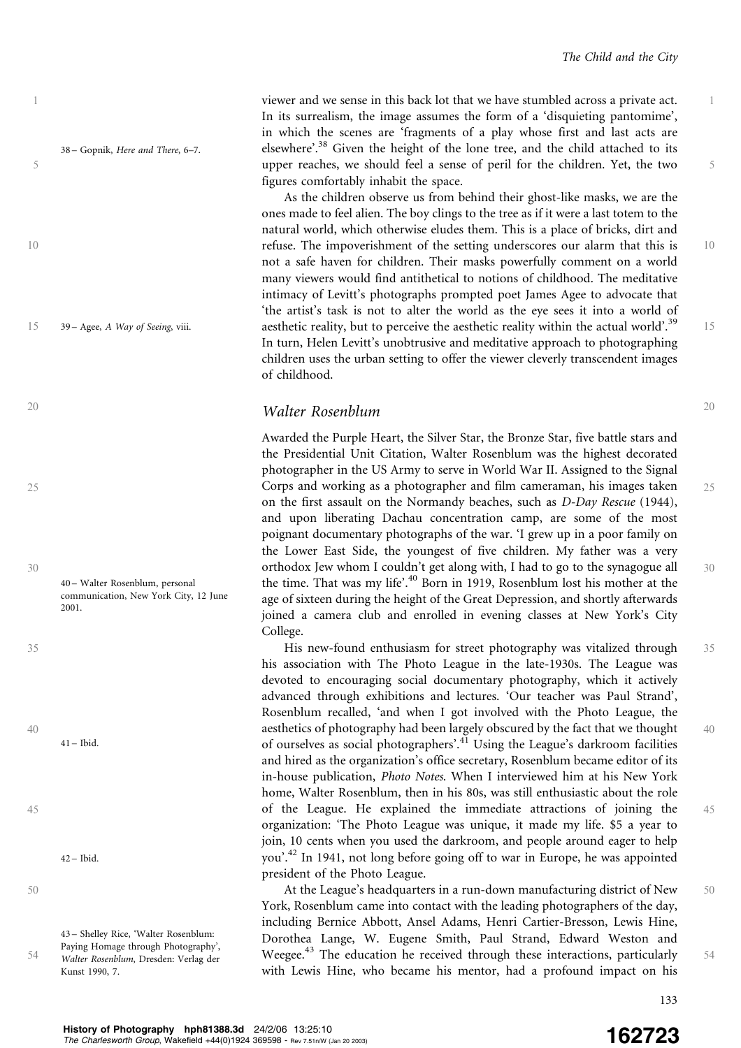viewer and we sense in this back lot that we have stumbled across a private act. In its surrealism, the image assumes the form of a 'disquieting pantomime', in which the scenes are 'fragments of a play whose first and last acts are elsewhere'.[38] Given the height of the lone tree, and the child attached to its upper reaches, we should feel a sense of peril for the children. Yet, the two figures comfortably inhabit the space.

As the children observe us from behind their ghost-like masks, we are the ones made to feel alien. The boy clings to the tree as if it were a last totem to the natural world, which otherwise eludes them. This is a place of bricks, dirt and refuse. The impoverishment of the setting underscores our alarm that this is not a safe haven for children. Their masks powerfully comment on a world many viewers would find antithetical to notions of childhood. The meditative intimacy of Levitt's photographs prompted poet James Agee to advocate that 'the artist's task is not to alter the world as the eye sees it into a world of aesthetic reality, but to perceive the aesthetic reality within the actual world'.[39] In turn, Helen Levitt's unobtrusive and meditative approach to photographing children uses the urban setting to offer the viewer cleverly transcendent images of childhood.

## Walter Rosenblum

Awarded the Purple Heart, the Silver Star, the Bronze Star, five battle stars and the Presidential Unit Citation, Walter Rosenblum was the highest decorated photographer in the US Army to serve in World War II. Assigned to the Signal Corps and working as a photographer and film cameraman, his images taken on the first assault on the Normandy beaches, such as *D-Day Rescue* (1944), and upon liberating Dachau concentration camp, are some of the most poignant documentary photographs of the war. 'I grew up in a poor family on the Lower East Side, the youngest of five children. My father was a very orthodox Jew whom I couldn't get along with, I had to go to the synagogue all the time. That was my life'.[40] Born in 1919, Rosenblum lost his mother at the age of sixteen during the height of the Great Depression, and shortly afterwards joined a camera club and enrolled in evening classes at New York's City College.

His new-found enthusiasm for street photography was vitalized through his association with The Photo League in the late-1930s. The League was devoted to encouraging social documentary photography, which it actively advanced through exhibitions and lectures. 'Our teacher was Paul Strand', Rosenblum recalled, 'and when I got involved with the Photo League, the aesthetics of photography had been largely obscured by the fact that we thought of ourselves as social photographers'.[41] Using the League's darkroom facilities and hired as the organization's office secretary, Rosenblum became editor of its in-house publication, *Photo Notes*. When I interviewed him at his New York home, Walter Rosenblum, then in his 80s, was still enthusiastic about the role of the League. He explained the immediate attractions of joining the organization: 'The Photo League was unique, it made my life. $5 a year to join, 10 cents when you used the darkroom, and people around eager to help you'.[42] In 1941, not long before going off to war in Europe, he was appointed president of the Photo League.

At the League's headquarters in a run-down manufacturing district of New York, Rosenblum came into contact with the leading photographers of the day, including Bernice Abbott, Ansel Adams, Henri Cartier-Bresson, Lewis Hine, Dorothea Lange, W. Eugene Smith, Paul Strand, Edward Weston and Weegee.[43] The education he received through these interactions, particularly with Lewis Hine, who became his mentor, had a profound impact on his

---

38 – Gopnik, *Here and There*, 6–7.

39 – Agee, *A Way of Seeing*, viii.

40 – Walter Rosenblum, personal communication, New York City, 12 June 2001.

41 – Ibid.

42 – Ibid.

43 – Shelley Rice, 'Walter Rosenblum: Paying Homage through Photography', *Walter Rosenblum*, Dresden: Verlag der Kunst 1990, 7.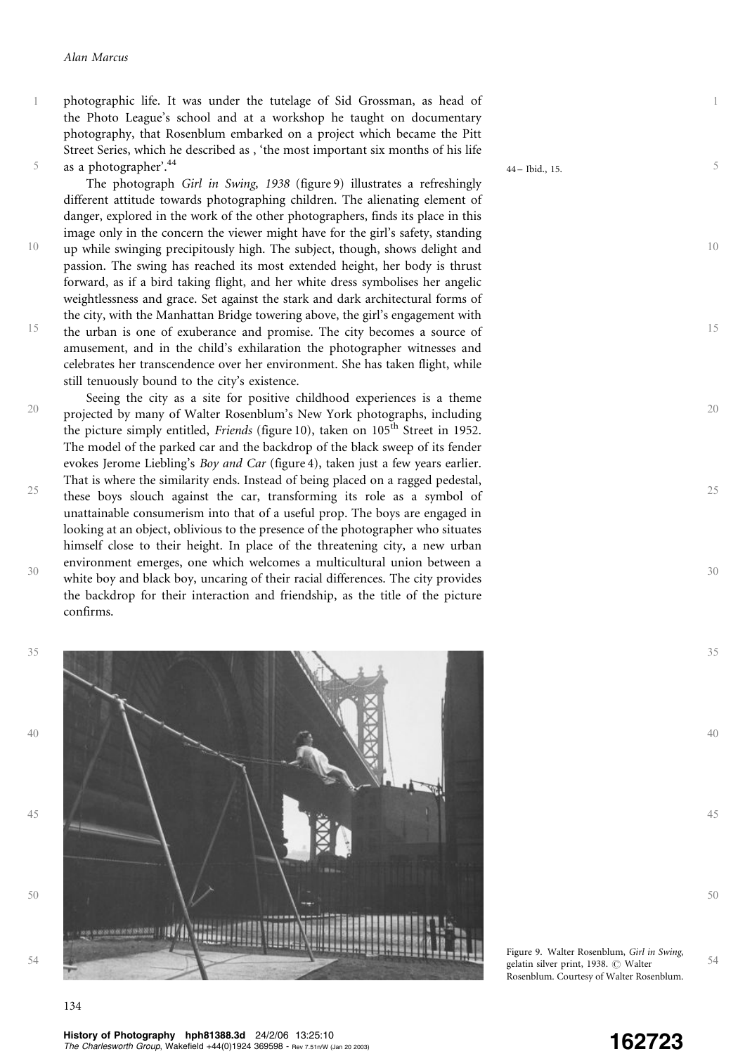photographic life. It was under the tutelage of Sid Grossman, as head of the Photo League's school and at a workshop he taught on documentary photography, that Rosenblum embarked on a project which became the Pitt Street Series, which he described as , 'the most important six months of his life as a photographer'.[44]

The photograph *Girl in Swing, 1938* (figure 9) illustrates a refreshingly different attitude towards photographing children. The alienating element of danger, explored in the work of the other photographers, finds its place in this image only in the concern the viewer might have for the girl's safety, standing up while swinging precipitously high. The subject, though, shows delight and passion. The swing has reached its most extended height, her body is thrust forward, as if a bird taking flight, and her white dress symbolises her angelic weightlessness and grace. Set against the stark and dark architectural forms of the city, with the Manhattan Bridge towering above, the girl's engagement with the urban is one of exuberance and promise. The city becomes a source of amusement, and in the child's exhilaration the photographer witnesses and celebrates her transcendence over her environment. She has taken flight, while still tenuously bound to the city's existence.

Seeing the city as a site for positive childhood experiences is a theme projected by many of Walter Rosenblum's New York photographs, including the picture simply entitled, *Friends* (figure 10), taken on 105th Street in 1952. The model of the parked car and the backdrop of the black sweep of its fender evokes Jerome Liebling's *Boy and Car* (figure 4), taken just a few years earlier. That is where the similarity ends. Instead of being placed on a ragged pedestal, these boys slouch against the car, transforming its role as a symbol of unattainable consumerism into that of a useful prop. The boys are engaged in looking at an object, oblivious to the presence of the photographer who situates himself close to their height. In place of the threatening city, a new urban environment emerges, one which welcomes a multicultural union between a white boy and black boy, uncaring of their racial differences. The city provides the backdrop for their interaction and friendship, as the title of the picture confirms.

44 – Ibid., 15.

Figure 9. Walter Rosenblum, *Girl in Swing*, gelatin silver print, 1938. © Walter Rosenblum. Courtesy of Walter Rosenblum.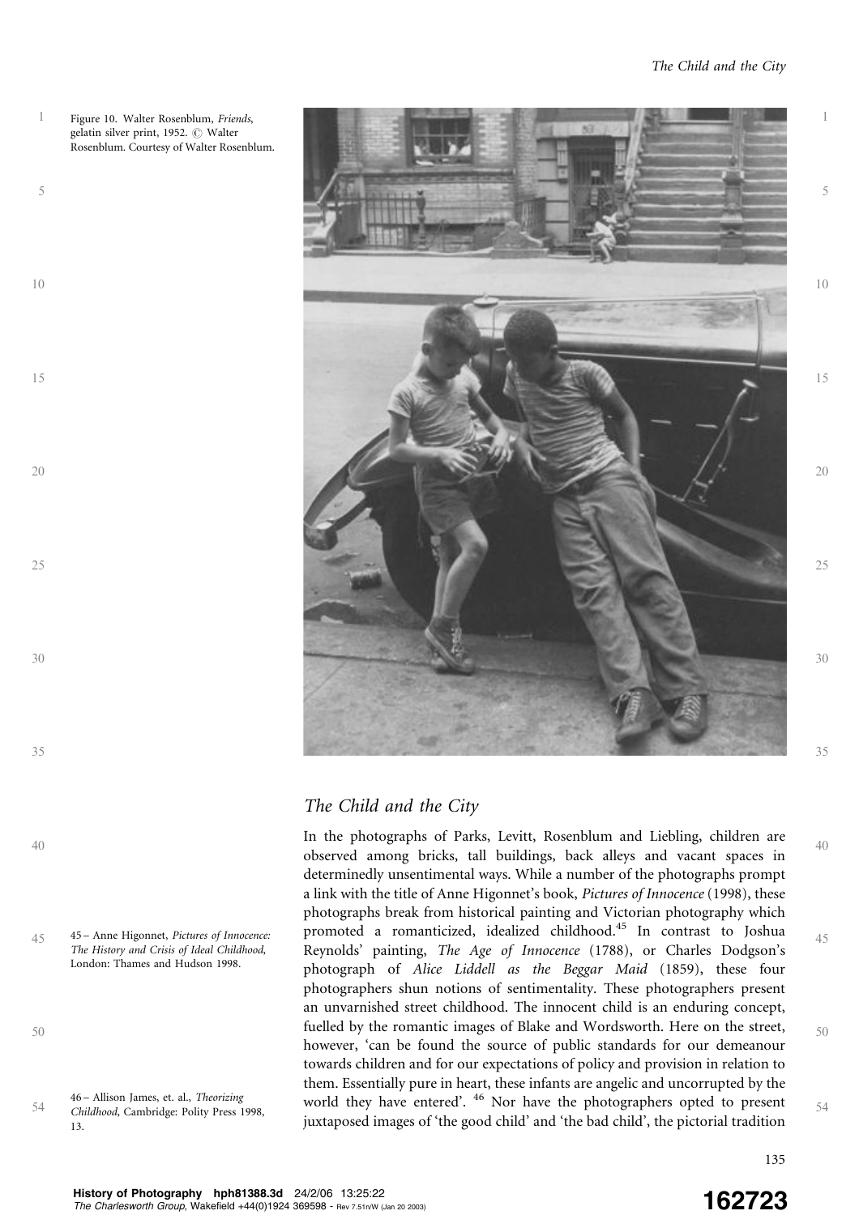Figure 10. Walter Rosenblum, *Friends*, gelatin silver print, 1952. © Walter Rosenblum. Courtesy of Walter Rosenblum.

## *The Child and the City*

In the photographs of Parks, Levitt, Rosenblum and Liebling, children are observed among bricks, tall buildings, back alleys and vacant spaces in determinedly unsentimental ways. While a number of the photographs prompt a link with the title of Anne Higonnet's book, *Pictures of Innocence* (1998), these photographs break from historical painting and Victorian photography which promoted a romanticized, idealized childhood.[45] In contrast to Joshua Reynolds' painting, *The Age of Innocence* (1788), or Charles Dodgson's photograph of *Alice Liddell as the Beggar Maid* (1859), these four photographers shun notions of sentimentality. These photographers present an unvarnished street childhood. The innocent child is an enduring concept, fuelled by the romantic images of Blake and Wordsworth. Here on the street, however, 'can be found the source of public standards for our demeanour towards children and for our expectations of policy and provision in relation to them. Essentially pure in heart, these infants are angelic and uncorrupted by the world they have entered'. [46] Nor have the photographers opted to present juxtaposed images of 'the good child' and 'the bad child', the pictorial tradition

45 – Anne Higonnet, *Pictures of Innocence: The History and Crisis of Ideal Childhood*, London: Thames and Hudson 1998.

46 – Allison James, et. al., *Theorizing Childhood*, Cambridge: Polity Press 1998, 13.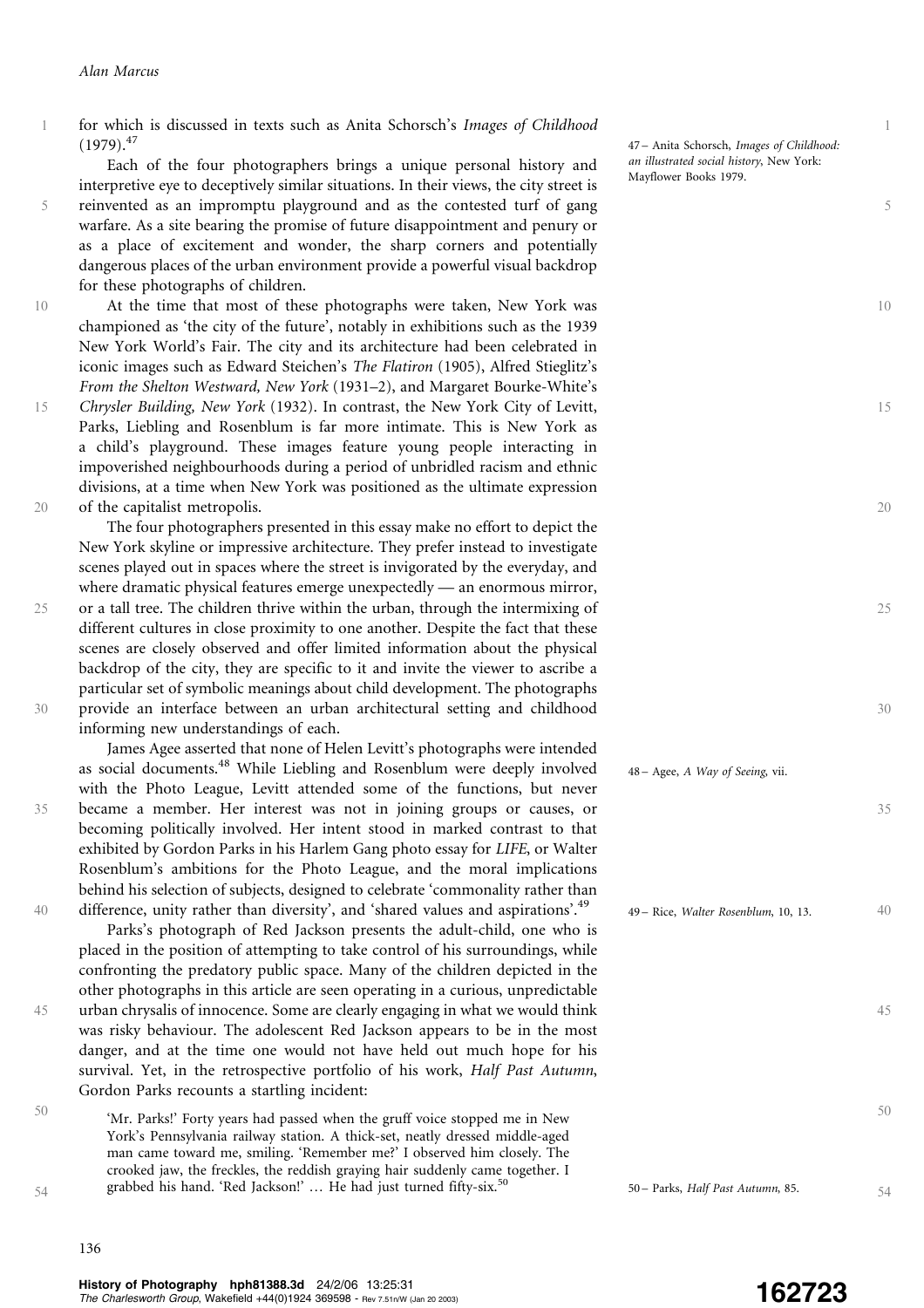for which is discussed in texts such as Anita Schorsch's *Images of Childhood* (1979).[47]

Each of the four photographers brings a unique personal history and interpretive eye to deceptively similar situations. In their views, the city street is reinvented as an impromptu playground and as the contested turf of gang warfare. As a site bearing the promise of future disappointment and penury or as a place of excitement and wonder, the sharp corners and potentially dangerous places of the urban environment provide a powerful visual backdrop for these photographs of children.

At the time that most of these photographs were taken, New York was championed as 'the city of the future', notably in exhibitions such as the 1939 New York World's Fair. The city and its architecture had been celebrated in iconic images such as Edward Steichen's *The Flatiron* (1905), Alfred Stieglitz's *From the Shelton Westward, New York* (1931–2), and Margaret Bourke-White's *Chrysler Building, New York* (1932). In contrast, the New York City of Levitt, Parks, Liebling and Rosenblum is far more intimate. This is New York as a child's playground. These images feature young people interacting in impoverished neighbourhoods during a period of unbridled racism and ethnic divisions, at a time when New York was positioned as the ultimate expression of the capitalist metropolis.

The four photographers presented in this essay make no effort to depict the New York skyline or impressive architecture. They prefer instead to investigate scenes played out in spaces where the street is invigorated by the everyday, and where dramatic physical features emerge unexpectedly — an enormous mirror, or a tall tree. The children thrive within the urban, through the intermixing of different cultures in close proximity to one another. Despite the fact that these scenes are closely observed and offer limited information about the physical backdrop of the city, they are specific to it and invite the viewer to ascribe a particular set of symbolic meanings about child development. The photographs provide an interface between an urban architectural setting and childhood informing new understandings of each.

James Agee asserted that none of Helen Levitt's photographs were intended as social documents.[48] While Liebling and Rosenblum were deeply involved with the Photo League, Levitt attended some of the functions, but never became a member. Her interest was not in joining groups or causes, or becoming politically involved. Her intent stood in marked contrast to that exhibited by Gordon Parks in his Harlem Gang photo essay for *LIFE*, or Walter Rosenblum's ambitions for the Photo League, and the moral implications behind his selection of subjects, designed to celebrate 'commonality rather than difference, unity rather than diversity', and 'shared values and aspirations'.[49]

Parks's photograph of Red Jackson presents the adult-child, one who is placed in the position of attempting to take control of his surroundings, while confronting the predatory public space. Many of the children depicted in the other photographs in this article are seen operating in a curious, unpredictable urban chrysalis of innocence. Some are clearly engaging in what we would think was risky behaviour. The adolescent Red Jackson appears to be in the most danger, and at the time one would not have held out much hope for his survival. Yet, in the retrospective portfolio of his work, *Half Past Autumn*, Gordon Parks recounts a startling incident:

> 'Mr. Parks!' Forty years had passed when the gruff voice stopped me in New York's Pennsylvania railway station. A thick-set, neatly dressed middle-aged man came toward me, smiling. 'Remember me?' I observed him closely. The crooked jaw, the freckles, the reddish graying hair suddenly came together. I grabbed his hand. 'Red Jackson!' … He had just turned fifty-six.[50]

47 – Anita Schorsch, *Images of Childhood: an illustrated social history*, New York: Mayflower Books 1979.

48 – Agee, *A Way of Seeing*, vii.

49 – Rice, *Walter Rosenblum*, 10, 13.

50 – Parks, *Half Past Autumn*, 85.